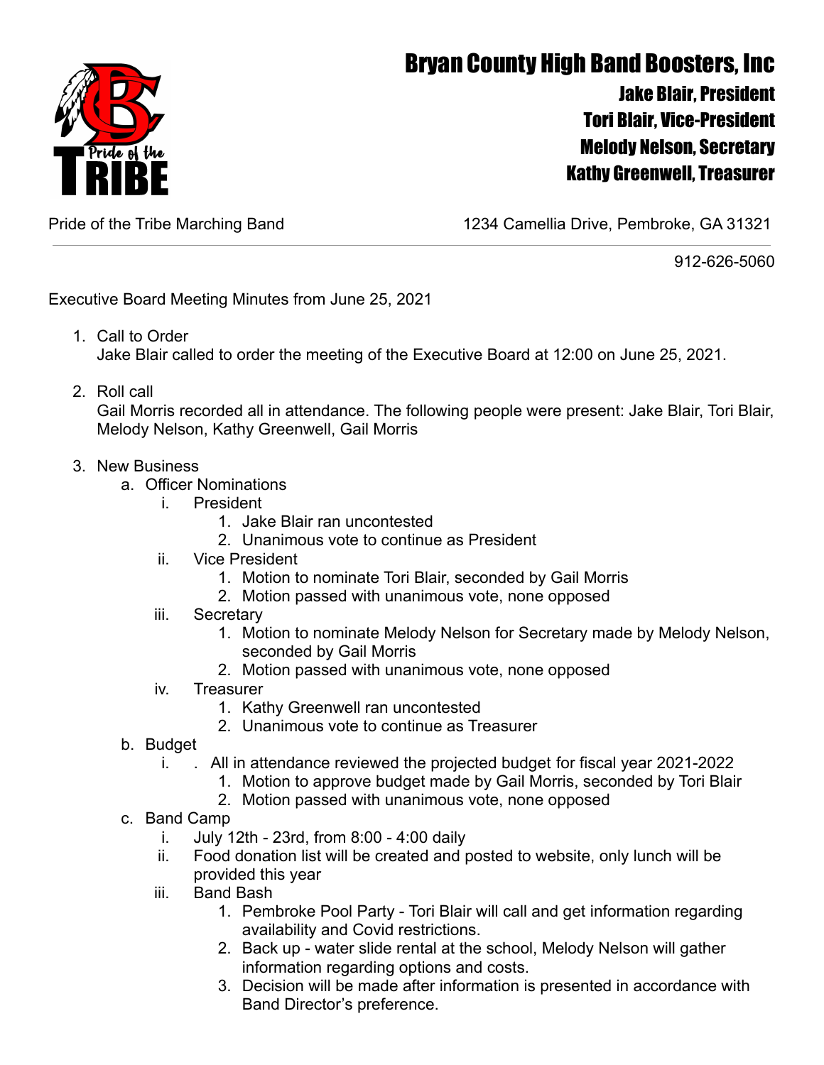# Bryan County High Band Boosters, Inc

**Jake Blair, President**
**Tori Blair, Vice-President**
**Melody Nelson, Secretary**
**Kathy Greenwell, Treasurer**

Pride of the Tribe Marching Band

1234 Camellia Drive, Pembroke, GA 31321

912-626-5060

---

Executive Board Meeting Minutes from June 25, 2021

1. Call to Order
   Jake Blair called to order the meeting of the Executive Board at 12:00 on June 25, 2021.

2. Roll call
   Gail Morris recorded all in attendance. The following people were present: Jake Blair, Tori Blair, Melody Nelson, Kathy Greenwell, Gail Morris

3. New Business
   a. Officer Nominations
      i. President
         1. Jake Blair ran uncontested
         2. Unanimous vote to continue as President
      ii. Vice President
         1. Motion to nominate Tori Blair, seconded by Gail Morris
         2. Motion passed with unanimous vote, none opposed
      iii. Secretary
         1. Motion to nominate Melody Nelson for Secretary made by Melody Nelson, seconded by Gail Morris
         2. Motion passed with unanimous vote, none opposed
      iv. Treasurer
         1. Kathy Greenwell ran uncontested
         2. Unanimous vote to continue as Treasurer
   b. Budget
      i. . All in attendance reviewed the projected budget for fiscal year 2021-2022
         1. Motion to approve budget made by Gail Morris, seconded by Tori Blair
         2. Motion passed with unanimous vote, none opposed
   c. Band Camp
      i. July 12th - 23rd, from 8:00 - 4:00 daily
      ii. Food donation list will be created and posted to website, only lunch will be provided this year
      iii. Band Bash
         1. Pembroke Pool Party - Tori Blair will call and get information regarding availability and Covid restrictions.
         2. Back up - water slide rental at the school, Melody Nelson will gather information regarding options and costs.
         3. Decision will be made after information is presented in accordance with Band Director's preference.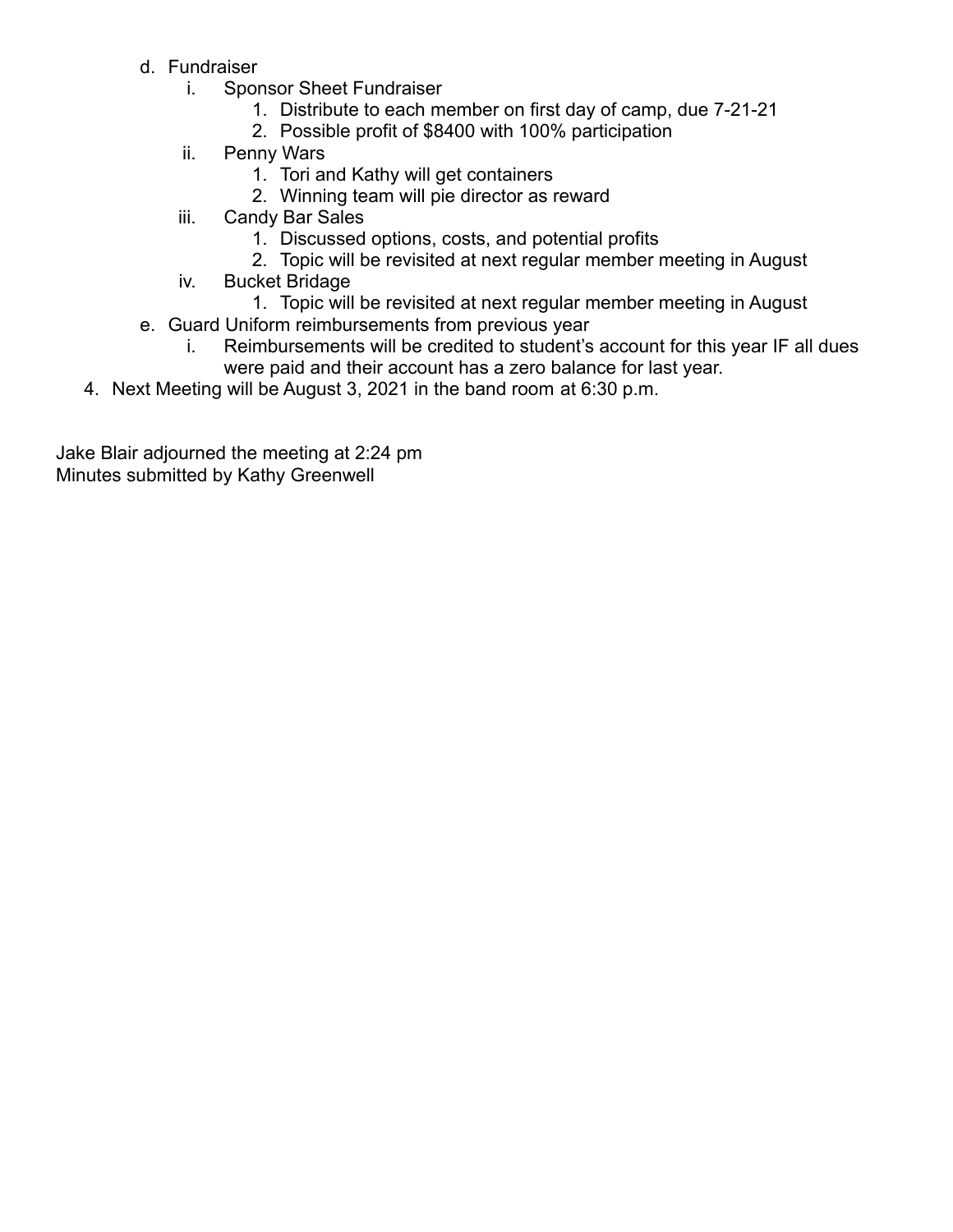d. Fundraiser
    i. Sponsor Sheet Fundraiser
        1. Distribute to each member on first day of camp, due 7-21-21
        2. Possible profit of $8400 with 100% participation
    ii. Penny Wars
        1. Tori and Kathy will get containers
        2. Winning team will pie director as reward
    iii. Candy Bar Sales
        1. Discussed options, costs, and potential profits
        2. Topic will be revisited at next regular member meeting in August
    iv. Bucket Bridage
        1. Topic will be revisited at next regular member meeting in August

e. Guard Uniform reimbursements from previous year
    i. Reimbursements will be credited to student's account for this year IF all dues were paid and their account has a zero balance for last year.

4. Next Meeting will be August 3, 2021 in the band room at 6:30 p.m.

Jake Blair adjourned the meeting at 2:24 pm
Minutes submitted by Kathy Greenwell